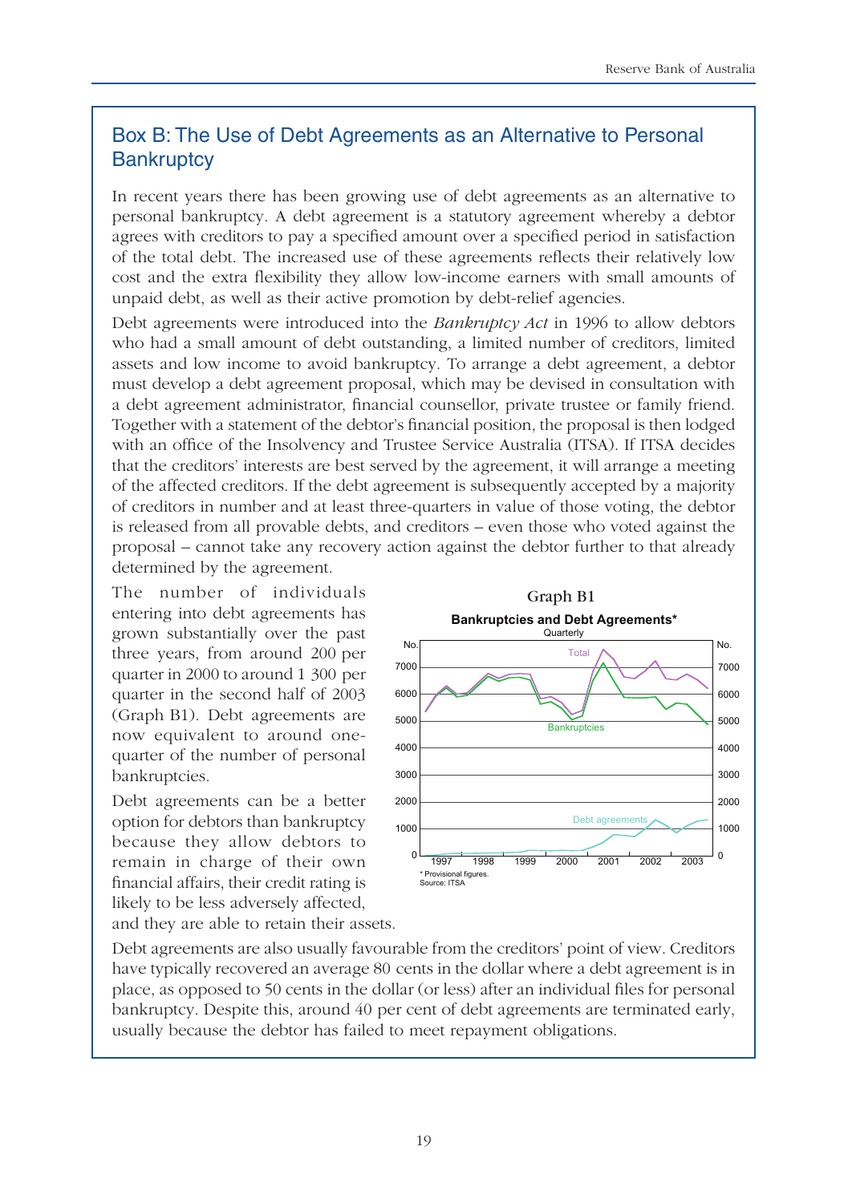## Box B: The Use of Debt Agreements as an Alternative to Personal Bankruptcy

In recent years there has been growing use of debt agreements as an alternative to personal bankruptcy. A debt agreement is a statutory agreement whereby a debtor agrees with creditors to pay a specified amount over a specified period in satisfaction of the total debt. The increased use of these agreements reflects their relatively low cost and the extra flexibility they allow low-income earners with small amounts of unpaid debt, as well as their active promotion by debt-relief agencies.

Debt agreements were introduced into the *Bankruptcy Act* in 1996 to allow debtors who had a small amount of debt outstanding, a limited number of creditors, limited assets and low income to avoid bankruptcy. To arrange a debt agreement, a debtor must develop a debt agreement proposal, which may be devised in consultation with a debt agreement administrator, financial counsellor, private trustee or family friend. Together with a statement of the debtor's financial position, the proposal is then lodged with an office of the Insolvency and Trustee Service Australia (ITSA). If ITSA decides that the creditors' interests are best served by the agreement, it will arrange a meeting of the affected creditors. If the debt agreement is subsequently accepted by a majority of creditors in number and at least three-quarters in value of those voting, the debtor is released from all provable debts, and creditors – even those who voted against the proposal – cannot take any recovery action against the debtor further to that already determined by the agreement.

The number of individuals entering into debt agreements has grown substantially over the past three years, from around 200 per quarter in 2000 to around 1 300 per quarter in the second half of 2003 (Graph B1). Debt agreements are now equivalent to around one-quarter of the number of personal bankruptcies.

**Graph B1**

**Bankruptcies and Debt Agreements***

Quarterly

\* Provisional figures.
Source: ITSA

Debt agreements can be a better option for debtors than bankruptcy because they allow debtors to remain in charge of their own financial affairs, their credit rating is likely to be less adversely affected, and they are able to retain their assets.

Debt agreements are also usually favourable from the creditors' point of view. Creditors have typically recovered an average 80 cents in the dollar where a debt agreement is in place, as opposed to 50 cents in the dollar (or less) after an individual files for personal bankruptcy. Despite this, around 40 per cent of debt agreements are terminated early, usually because the debtor has failed to meet repayment obligations.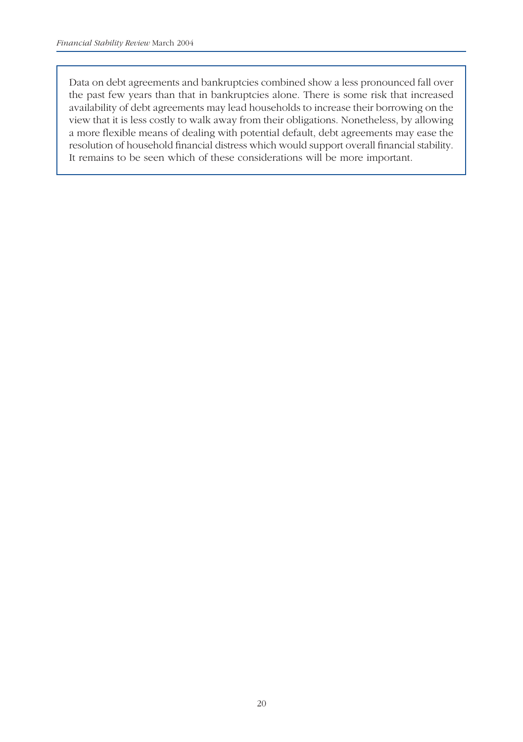Data on debt agreements and bankruptcies combined show a less pronounced fall over the past few years than that in bankruptcies alone. There is some risk that increased availability of debt agreements may lead households to increase their borrowing on the view that it is less costly to walk away from their obligations. Nonetheless, by allowing a more flexible means of dealing with potential default, debt agreements may ease the resolution of household financial distress which would support overall financial stability. It remains to be seen which of these considerations will be more important.